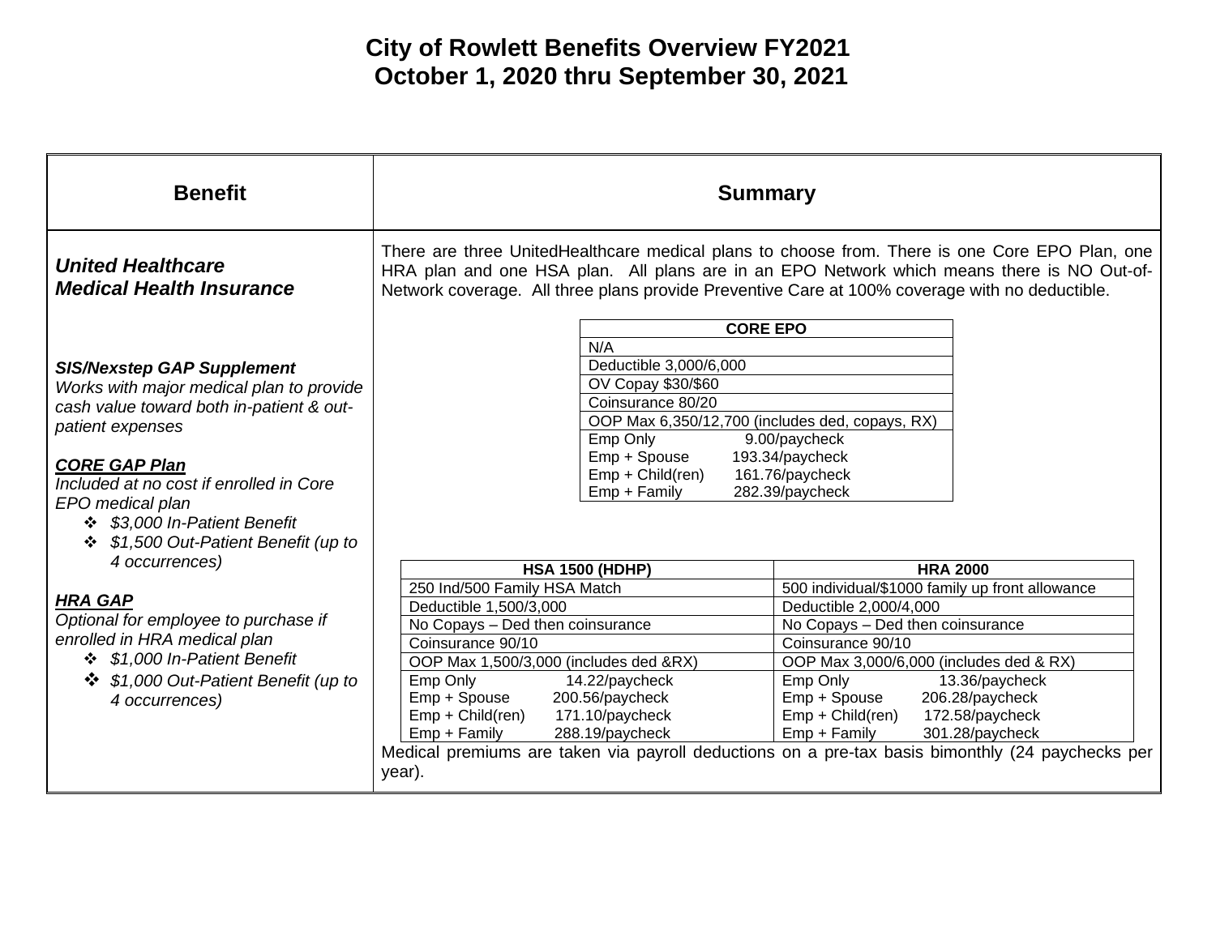# City of Rowlett Benefits Overview FY2021
## October 1, 2020 thru September 30, 2021

| Benefit | Summary |
|---|---|
| ***United Healthcare Medical Health Insurance*** | There are three UnitedHealthcare medical plans to choose from. There is one Core EPO Plan, one HRA plan and one HSA plan. All plans are in an EPO Network which means there is NO Out-of-Network coverage. All three plans provide Preventive Care at 100% coverage with no deductible. |

| CORE EPO |
|---|
| N/A |
| Deductible 3,000/6,000 |
| OV Copay $30/$60 |
| Coinsurance 80/20 |
| OOP Max 6,350/12,700 (includes ded, copays, RX) |
| Emp Only 9.00/paycheck<br>Emp + Spouse 193.34/paycheck<br>Emp + Child(ren) 161.76/paycheck<br>Emp + Family 282.39/paycheck |

| HSA 1500 (HDHP) | HRA 2000 |
|---|---|
| 250 Ind/500 Family HSA Match | 500 individual/$1000 family up front allowance |
| Deductible 1,500/3,000 | Deductible 2,000/4,000 |
| No Copays – Ded then coinsurance | No Copays – Ded then coinsurance |
| Coinsurance 90/10 | Coinsurance 90/10 |
| OOP Max 1,500/3,000 (includes ded &RX) | OOP Max 3,000/6,000 (includes ded & RX) |
| Emp Only 14.22/paycheck<br>Emp + Spouse 200.56/paycheck<br>Emp + Child(ren) 171.10/paycheck<br>Emp + Family 288.19/paycheck | Emp Only 13.36/paycheck<br>Emp + Spouse 206.28/paycheck<br>Emp + Child(ren) 172.58/paycheck<br>Emp + Family 301.28/paycheck |

Medical premiums are taken via payroll deductions on a pre-tax basis bimonthly (24 paychecks per year).

***SIS/Nexstep GAP Supplement***
*Works with major medical plan to provide cash value toward both in-patient & out-patient expenses*

***CORE GAP Plan***
*Included at no cost if enrolled in Core EPO medical plan*
- *$3,000 In-Patient Benefit*
- *$1,500 Out-Patient Benefit (up to 4 occurrences)*

***HRA GAP***
*Optional for employee to purchase if enrolled in HRA medical plan*
- *$1,000 In-Patient Benefit*
- *$1,000 Out-Patient Benefit (up to 4 occurrences)*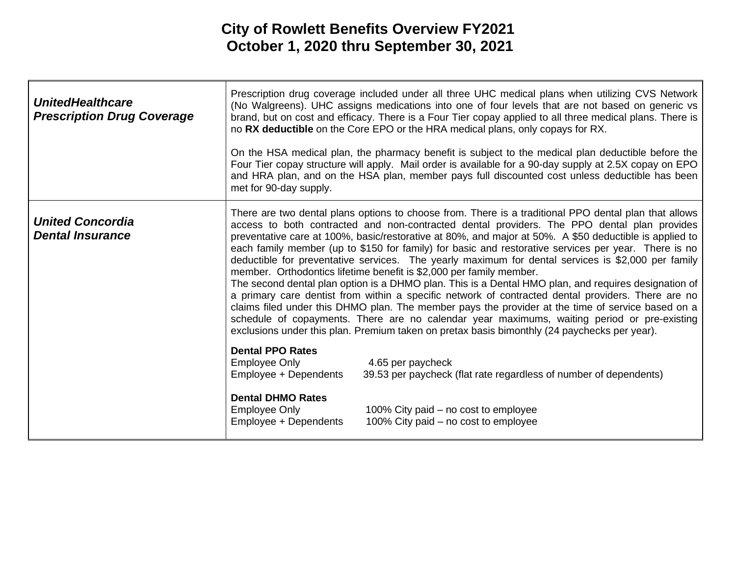# City of Rowlett Benefits Overview FY2021
## October 1, 2020 thru September 30, 2021

| | |
|---|---|
| ***UnitedHealthcare Prescription Drug Coverage*** | Prescription drug coverage included under all three UHC medical plans when utilizing CVS Network (No Walgreens). UHC assigns medications into one of four levels that are not based on generic vs brand, but on cost and efficacy. There is a Four Tier copay applied to all three medical plans. There is no **RX deductible** on the Core EPO or the HRA medical plans, only copays for RX.<br><br>On the HSA medical plan, the pharmacy benefit is subject to the medical plan deductible before the Four Tier copay structure will apply. Mail order is available for a 90-day supply at 2.5X copay on EPO and HRA plan, and on the HSA plan, member pays full discounted cost unless deductible has been met for 90-day supply. |
| ***United Concordia Dental Insurance*** | There are two dental plans options to choose from. There is a traditional PPO dental plan that allows access to both contracted and non-contracted dental providers. The PPO dental plan provides preventative care at 100%, basic/restorative at 80%, and major at 50%. A $50 deductible is applied to each family member (up to $150 for family) for basic and restorative services per year. There is no deductible for preventative services. The yearly maximum for dental services is $2,000 per family member. Orthodontics lifetime benefit is $2,000 per family member.<br>The second dental plan option is a DHMO plan. This is a Dental HMO plan, and requires designation of a primary care dentist from within a specific network of contracted dental providers. There are no claims filed under this DHMO plan. The member pays the provider at the time of service based on a schedule of copayments. There are no calendar year maximums, waiting period or pre-existing exclusions under this plan. Premium taken on pretax basis bimonthly (24 paychecks per year).<br><br>**Dental PPO Rates**<br>Employee Only 4.65 per paycheck<br>Employee + Dependents 39.53 per paycheck (flat rate regardless of number of dependents)<br><br>**Dental DHMO Rates**<br>Employee Only 100% City paid – no cost to employee<br>Employee + Dependents 100% City paid – no cost to employee |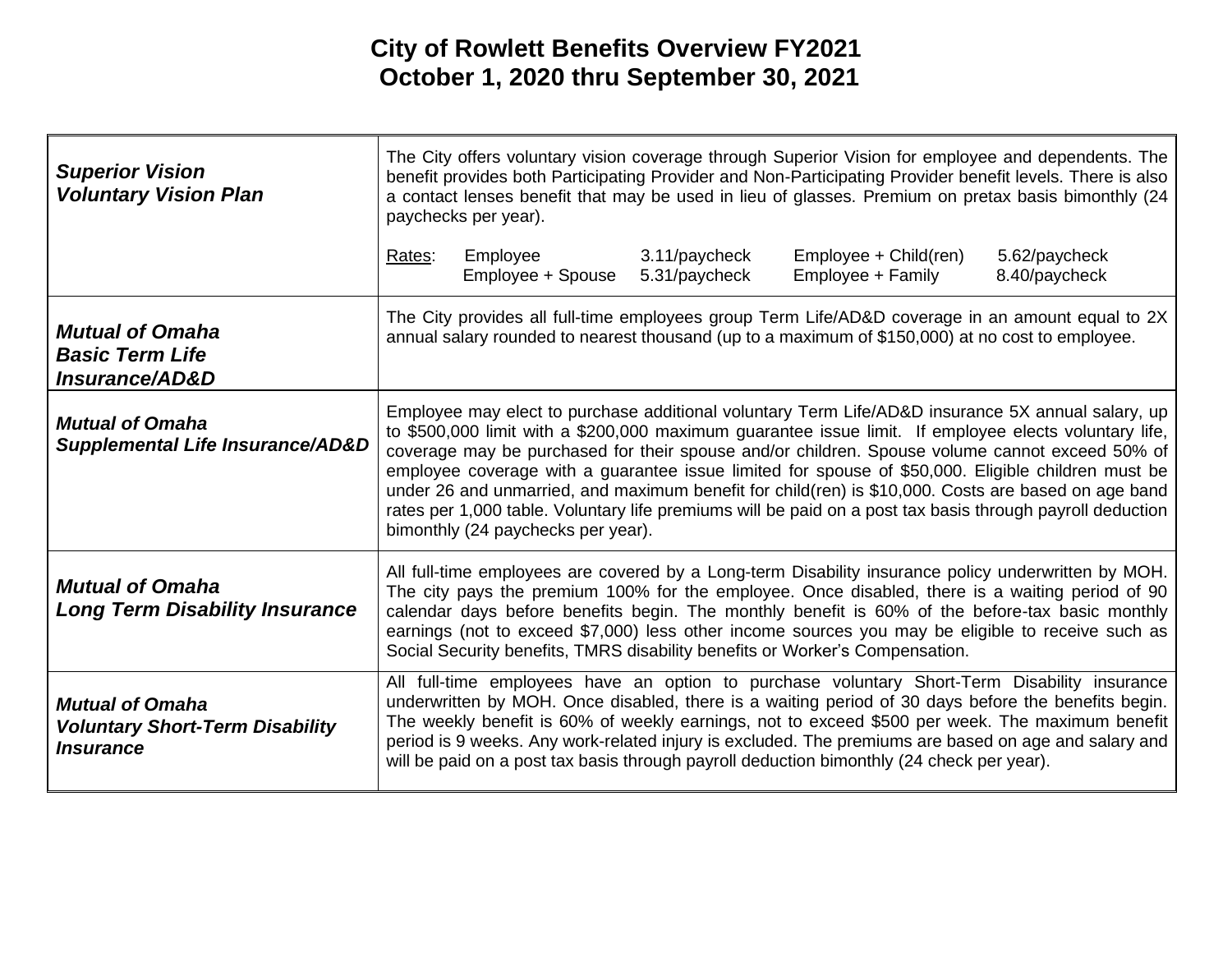# City of Rowlett Benefits Overview FY2021
## October 1, 2020 thru September 30, 2021

| | |
|---|---|
| ***Superior Vision Voluntary Vision Plan*** | The City offers voluntary vision coverage through Superior Vision for employee and dependents. The benefit provides both Participating Provider and Non-Participating Provider benefit levels. There is also a contact lenses benefit that may be used in lieu of glasses. Premium on pretax basis bimonthly (24 paychecks per year).<br><br>Rates: Employee 3.11/paycheck; Employee + Child(ren) 5.62/paycheck; Employee + Spouse 5.31/paycheck; Employee + Family 8.40/paycheck |
| ***Mutual of Omaha Basic Term Life Insurance/AD&D*** | The City provides all full-time employees group Term Life/AD&D coverage in an amount equal to 2X annual salary rounded to nearest thousand (up to a maximum of $150,000) at no cost to employee. |
| ***Mutual of Omaha Supplemental Life Insurance/AD&D*** | Employee may elect to purchase additional voluntary Term Life/AD&D insurance 5X annual salary, up to $500,000 limit with a $200,000 maximum guarantee issue limit. If employee elects voluntary life, coverage may be purchased for their spouse and/or children. Spouse volume cannot exceed 50% of employee coverage with a guarantee issue limited for spouse of $50,000. Eligible children must be under 26 and unmarried, and maximum benefit for child(ren) is $10,000. Costs are based on age band rates per 1,000 table. Voluntary life premiums will be paid on a post tax basis through payroll deduction bimonthly (24 paychecks per year). |
| ***Mutual of Omaha Long Term Disability Insurance*** | All full-time employees are covered by a Long-term Disability insurance policy underwritten by MOH. The city pays the premium 100% for the employee. Once disabled, there is a waiting period of 90 calendar days before benefits begin. The monthly benefit is 60% of the before-tax basic monthly earnings (not to exceed $7,000) less other income sources you may be eligible to receive such as Social Security benefits, TMRS disability benefits or Worker's Compensation. |
| ***Mutual of Omaha Voluntary Short-Term Disability Insurance*** | All full-time employees have an option to purchase voluntary Short-Term Disability insurance underwritten by MOH. Once disabled, there is a waiting period of 30 days before the benefits begin. The weekly benefit is 60% of weekly earnings, not to exceed $500 per week. The maximum benefit period is 9 weeks. Any work-related injury is excluded. The premiums are based on age and salary and will be paid on a post tax basis through payroll deduction bimonthly (24 check per year). |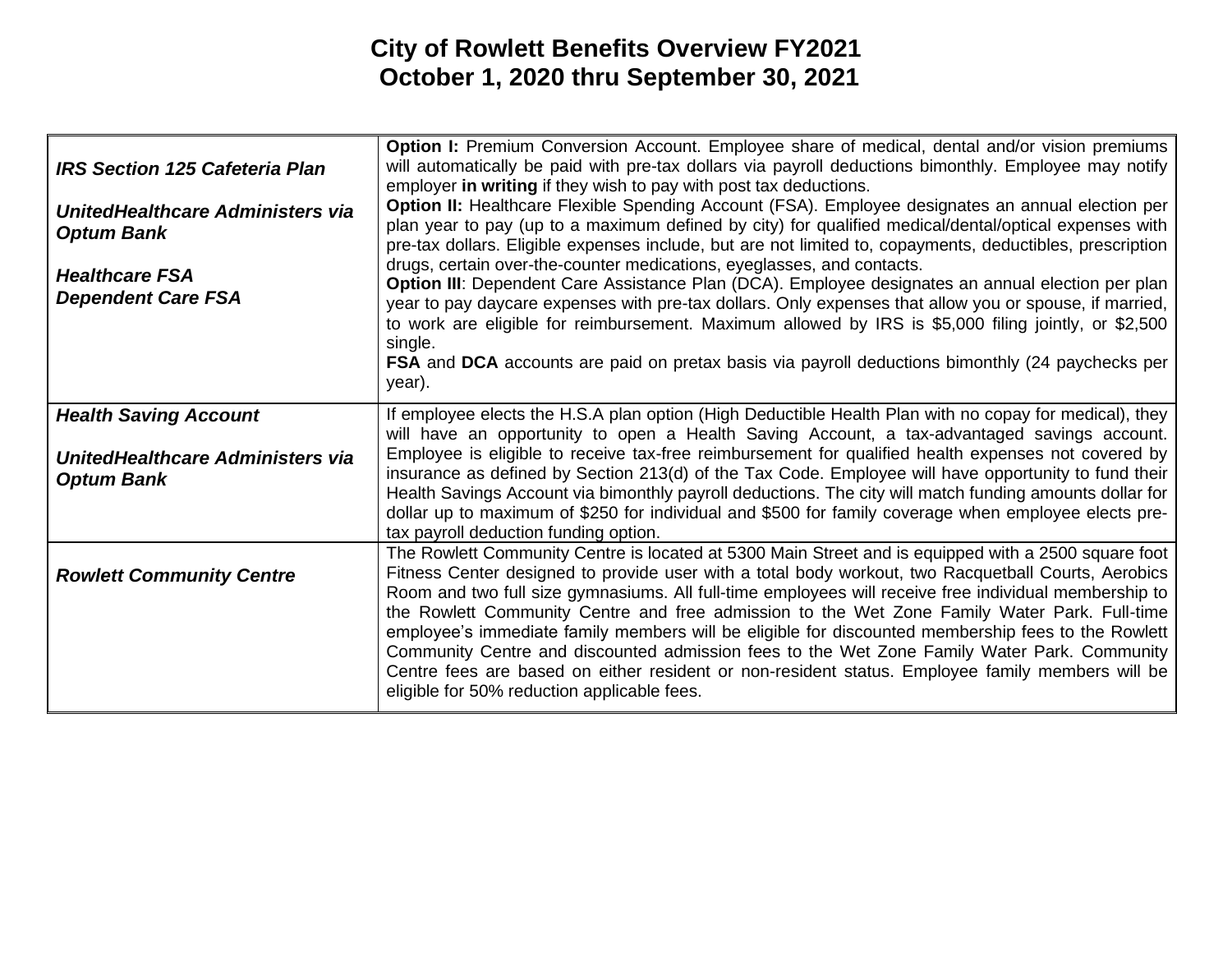# City of Rowlett Benefits Overview FY2021
## October 1, 2020 thru September 30, 2021

| | |
|---|---|
| ***IRS Section 125 Cafeteria Plan***<br><br>***UnitedHealthcare Administers via Optum Bank***<br><br>***Healthcare FSA***<br>***Dependent Care FSA*** | **Option I:** Premium Conversion Account. Employee share of medical, dental and/or vision premiums will automatically be paid with pre-tax dollars via payroll deductions bimonthly. Employee may notify employer **in writing** if they wish to pay with post tax deductions.<br>**Option II:** Healthcare Flexible Spending Account (FSA). Employee designates an annual election per plan year to pay (up to a maximum defined by city) for qualified medical/dental/optical expenses with pre-tax dollars. Eligible expenses include, but are not limited to, copayments, deductibles, prescription drugs, certain over-the-counter medications, eyeglasses, and contacts.<br>**Option III**: Dependent Care Assistance Plan (DCA). Employee designates an annual election per plan year to pay daycare expenses with pre-tax dollars. Only expenses that allow you or spouse, if married, to work are eligible for reimbursement. Maximum allowed by IRS is $5,000 filing jointly, or $2,500 single.<br>**FSA** and **DCA** accounts are paid on pretax basis via payroll deductions bimonthly (24 paychecks per year). |
| ***Health Saving Account***<br><br>***UnitedHealthcare Administers via Optum Bank*** | If employee elects the H.S.A plan option (High Deductible Health Plan with no copay for medical), they will have an opportunity to open a Health Saving Account, a tax-advantaged savings account. Employee is eligible to receive tax-free reimbursement for qualified health expenses not covered by insurance as defined by Section 213(d) of the Tax Code. Employee will have opportunity to fund their Health Savings Account via bimonthly payroll deductions. The city will match funding amounts dollar for dollar up to maximum of $250 for individual and $500 for family coverage when employee elects pre-tax payroll deduction funding option. |
| ***Rowlett Community Centre*** | The Rowlett Community Centre is located at 5300 Main Street and is equipped with a 2500 square foot Fitness Center designed to provide user with a total body workout, two Racquetball Courts, Aerobics Room and two full size gymnasiums. All full-time employees will receive free individual membership to the Rowlett Community Centre and free admission to the Wet Zone Family Water Park. Full-time employee's immediate family members will be eligible for discounted membership fees to the Rowlett Community Centre and discounted admission fees to the Wet Zone Family Water Park. Community Centre fees are based on either resident or non-resident status. Employee family members will be eligible for 50% reduction applicable fees. |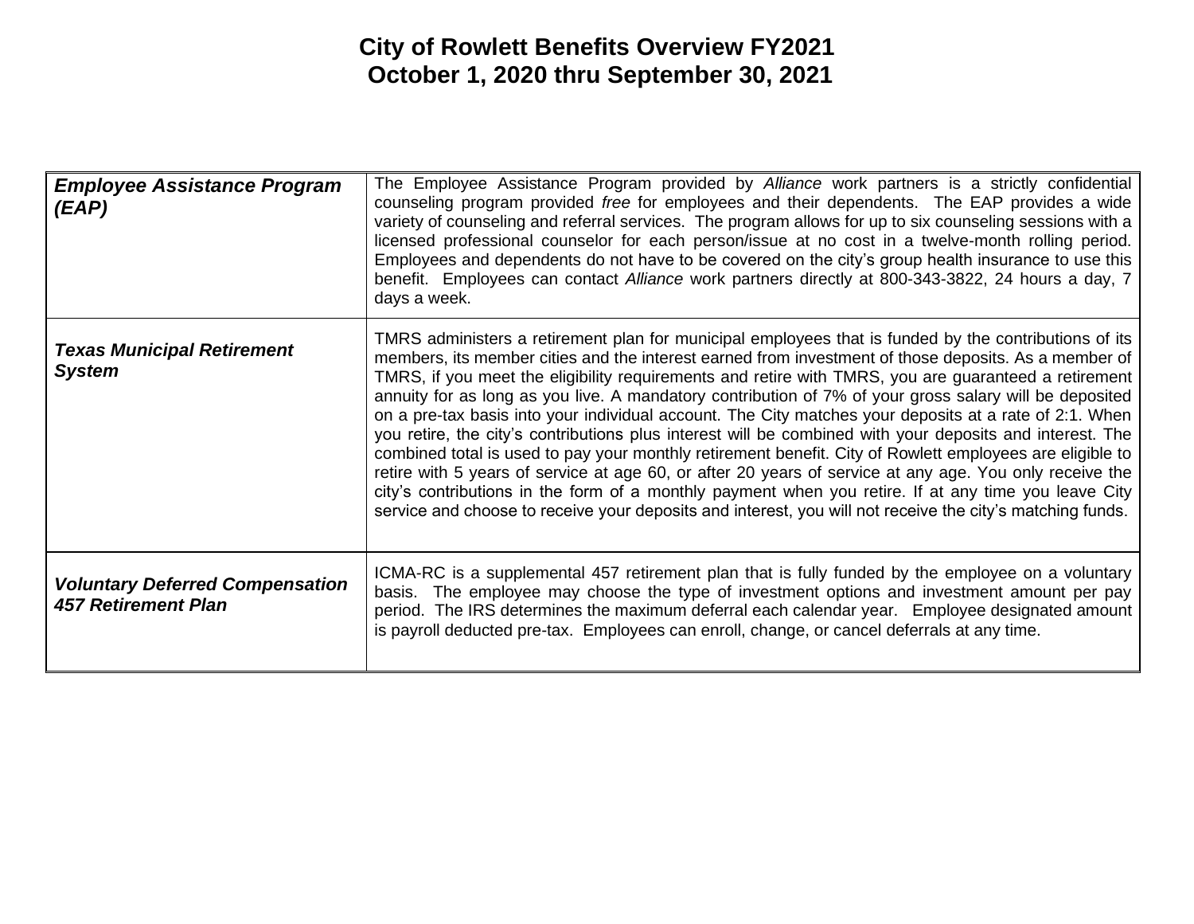# City of Rowlett Benefits Overview FY2021
## October 1, 2020 thru September 30, 2021

| | |
|---|---|
| ***Employee Assistance Program (EAP)*** | The Employee Assistance Program provided by *Alliance* work partners is a strictly confidential counseling program provided *free* for employees and their dependents. The EAP provides a wide variety of counseling and referral services. The program allows for up to six counseling sessions with a licensed professional counselor for each person/issue at no cost in a twelve-month rolling period. Employees and dependents do not have to be covered on the city's group health insurance to use this benefit. Employees can contact *Alliance* work partners directly at 800-343-3822, 24 hours a day, 7 days a week. |
| ***Texas Municipal Retirement System*** | TMRS administers a retirement plan for municipal employees that is funded by the contributions of its members, its member cities and the interest earned from investment of those deposits. As a member of TMRS, if you meet the eligibility requirements and retire with TMRS, you are guaranteed a retirement annuity for as long as you live. A mandatory contribution of 7% of your gross salary will be deposited on a pre-tax basis into your individual account. The City matches your deposits at a rate of 2:1. When you retire, the city's contributions plus interest will be combined with your deposits and interest. The combined total is used to pay your monthly retirement benefit. City of Rowlett employees are eligible to retire with 5 years of service at age 60, or after 20 years of service at any age. You only receive the city's contributions in the form of a monthly payment when you retire. If at any time you leave City service and choose to receive your deposits and interest, you will not receive the city's matching funds. |
| ***Voluntary Deferred Compensation 457 Retirement Plan*** | ICMA-RC is a supplemental 457 retirement plan that is fully funded by the employee on a voluntary basis. The employee may choose the type of investment options and investment amount per pay period. The IRS determines the maximum deferral each calendar year. Employee designated amount is payroll deducted pre-tax. Employees can enroll, change, or cancel deferrals at any time. |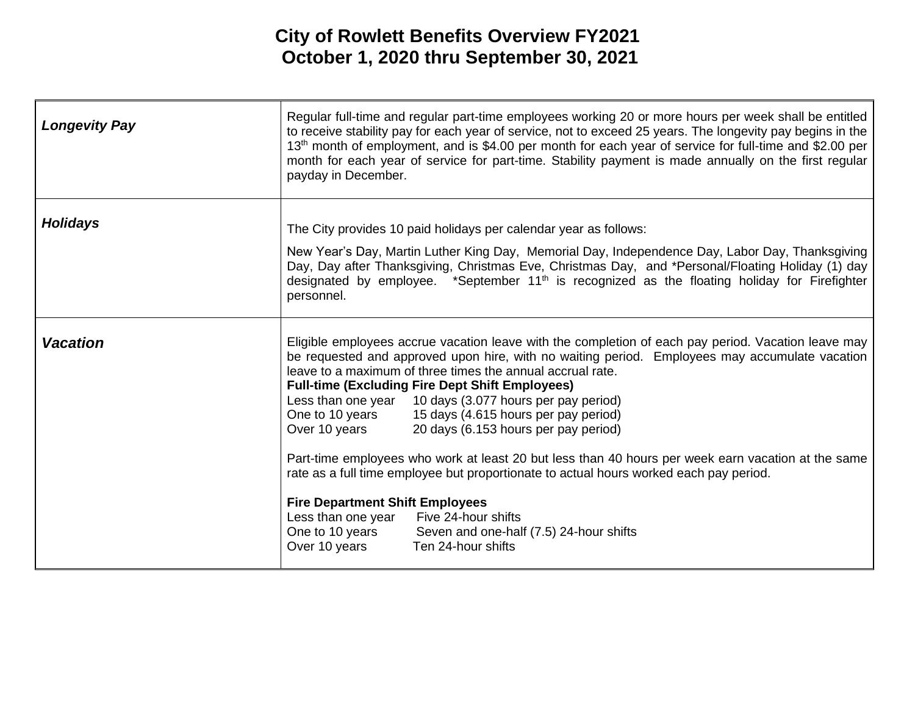# City of Rowlett Benefits Overview FY2021
## October 1, 2020 thru September 30, 2021

| | |
|---|---|
| ***Longevity Pay*** | Regular full-time and regular part-time employees working 20 or more hours per week shall be entitled to receive stability pay for each year of service, not to exceed 25 years. The longevity pay begins in the 13th month of employment, and is \$4.00 per month for each year of service for full-time and \$2.00 per month for each year of service for part-time. Stability payment is made annually on the first regular payday in December. |
| ***Holidays*** | The City provides 10 paid holidays per calendar year as follows:<br><br>New Year's Day, Martin Luther King Day, Memorial Day, Independence Day, Labor Day, Thanksgiving Day, Day after Thanksgiving, Christmas Eve, Christmas Day, and *Personal/Floating Holiday (1) day designated by employee. *September 11th is recognized as the floating holiday for Firefighter personnel. |
| ***Vacation*** | Eligible employees accrue vacation leave with the completion of each pay period. Vacation leave may be requested and approved upon hire, with no waiting period. Employees may accumulate vacation leave to a maximum of three times the annual accrual rate.<br>**Full-time (Excluding Fire Dept Shift Employees)**<br>Less than one year 10 days (3.077 hours per pay period)<br>One to 10 years 15 days (4.615 hours per pay period)<br>Over 10 years 20 days (6.153 hours per pay period)<br><br>Part-time employees who work at least 20 but less than 40 hours per week earn vacation at the same rate as a full time employee but proportionate to actual hours worked each pay period.<br><br>**Fire Department Shift Employees**<br>Less than one year Five 24-hour shifts<br>One to 10 years Seven and one-half (7.5) 24-hour shifts<br>Over 10 years Ten 24-hour shifts |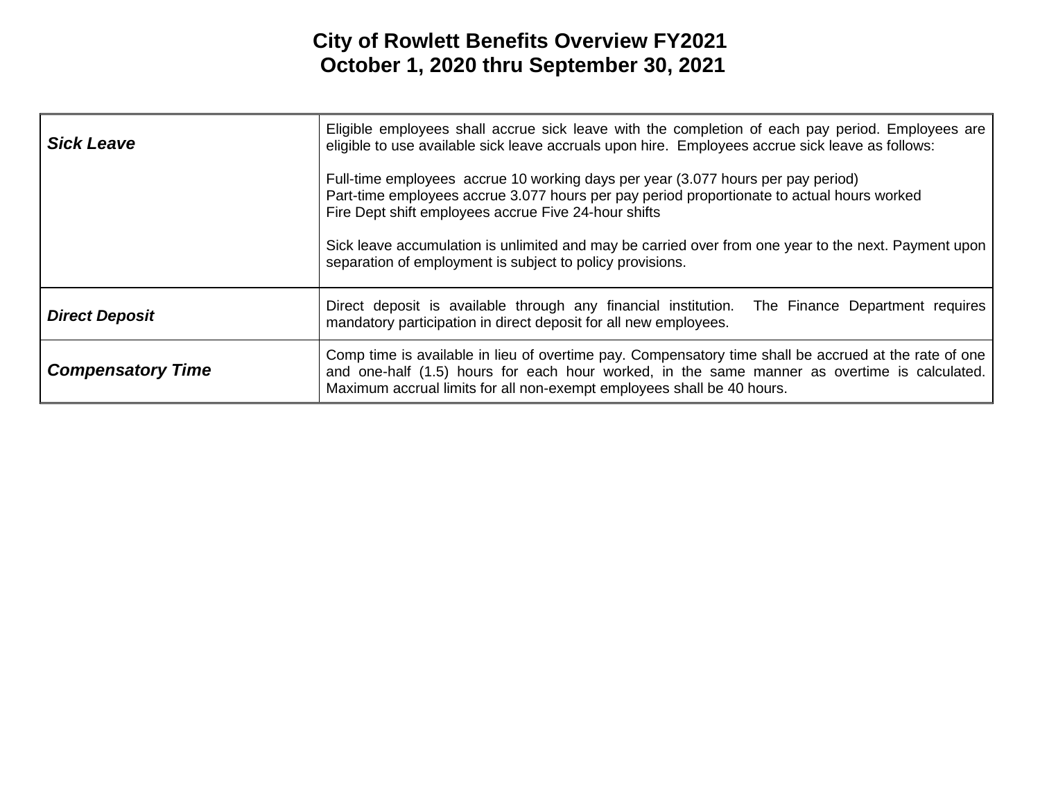# City of Rowlett Benefits Overview FY2021
## October 1, 2020 thru September 30, 2021

| | |
|---|---|
| ***Sick Leave*** | Eligible employees shall accrue sick leave with the completion of each pay period. Employees are eligible to use available sick leave accruals upon hire. Employees accrue sick leave as follows:<br><br>Full-time employees accrue 10 working days per year (3.077 hours per pay period)<br>Part-time employees accrue 3.077 hours per pay period proportionate to actual hours worked<br>Fire Dept shift employees accrue Five 24-hour shifts<br><br>Sick leave accumulation is unlimited and may be carried over from one year to the next. Payment upon separation of employment is subject to policy provisions. |
| ***Direct Deposit*** | Direct deposit is available through any financial institution. The Finance Department requires mandatory participation in direct deposit for all new employees. |
| ***Compensatory Time*** | Comp time is available in lieu of overtime pay. Compensatory time shall be accrued at the rate of one and one-half (1.5) hours for each hour worked, in the same manner as overtime is calculated. Maximum accrual limits for all non-exempt employees shall be 40 hours. |